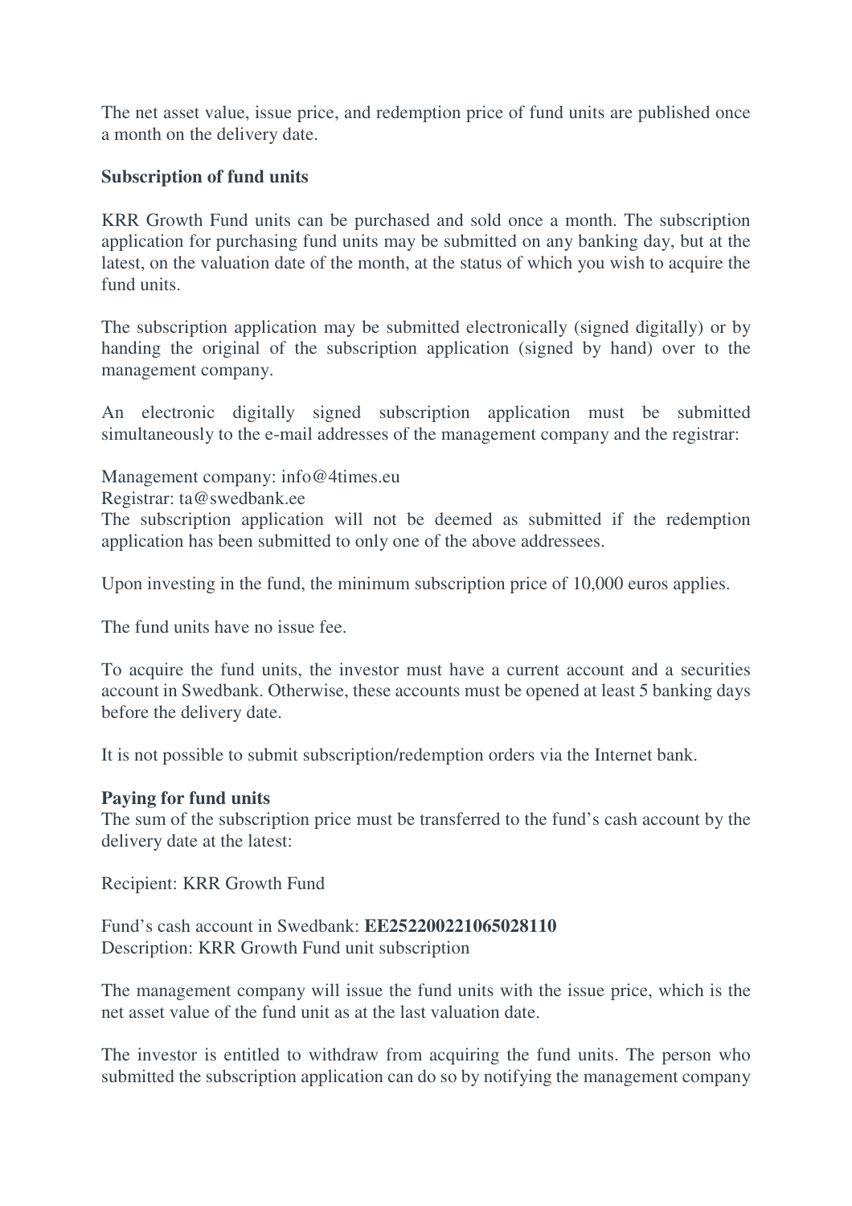The net asset value, issue price, and redemption price of fund units are published once a month on the delivery date.

**Subscription of fund units**

KRR Growth Fund units can be purchased and sold once a month. The subscription application for purchasing fund units may be submitted on any banking day, but at the latest, on the valuation date of the month, at the status of which you wish to acquire the fund units.

The subscription application may be submitted electronically (signed digitally) or by handing the original of the subscription application (signed by hand) over to the management company.

An electronic digitally signed subscription application must be submitted simultaneously to the e-mail addresses of the management company and the registrar:

Management company: info@4times.eu
Registrar: ta@swedbank.ee
The subscription application will not be deemed as submitted if the redemption application has been submitted to only one of the above addressees.

Upon investing in the fund, the minimum subscription price of 10,000 euros applies.

The fund units have no issue fee.

To acquire the fund units, the investor must have a current account and a securities account in Swedbank. Otherwise, these accounts must be opened at least 5 banking days before the delivery date.

It is not possible to submit subscription/redemption orders via the Internet bank.

**Paying for fund units**
The sum of the subscription price must be transferred to the fund's cash account by the delivery date at the latest:

Recipient: KRR Growth Fund

Fund's cash account in Swedbank: **EE252200221065028110**
Description: KRR Growth Fund unit subscription

The management company will issue the fund units with the issue price, which is the net asset value of the fund unit as at the last valuation date.

The investor is entitled to withdraw from acquiring the fund units. The person who submitted the subscription application can do so by notifying the management company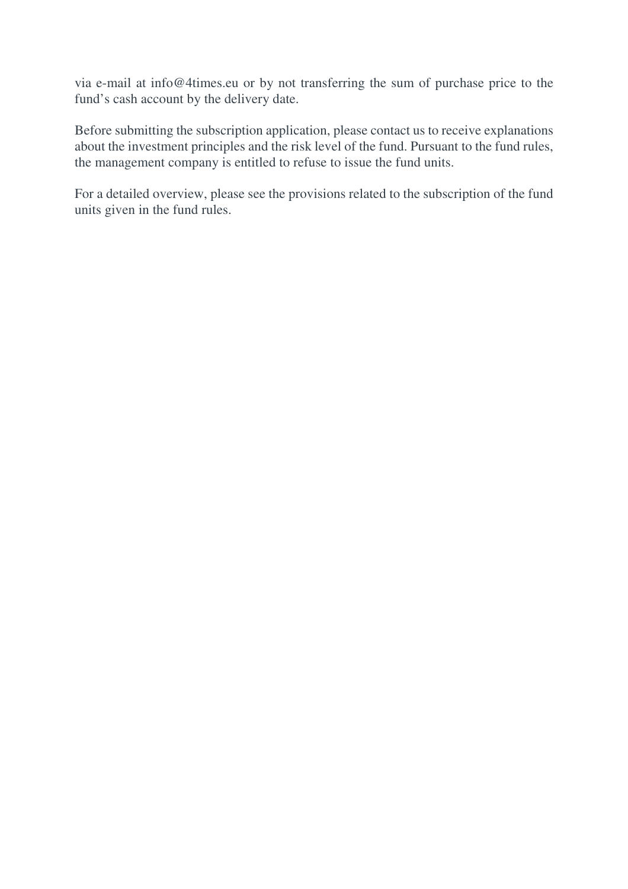via e-mail at info@4times.eu or by not transferring the sum of purchase price to the fund's cash account by the delivery date.

Before submitting the subscription application, please contact us to receive explanations about the investment principles and the risk level of the fund. Pursuant to the fund rules, the management company is entitled to refuse to issue the fund units.

For a detailed overview, please see the provisions related to the subscription of the fund units given in the fund rules.